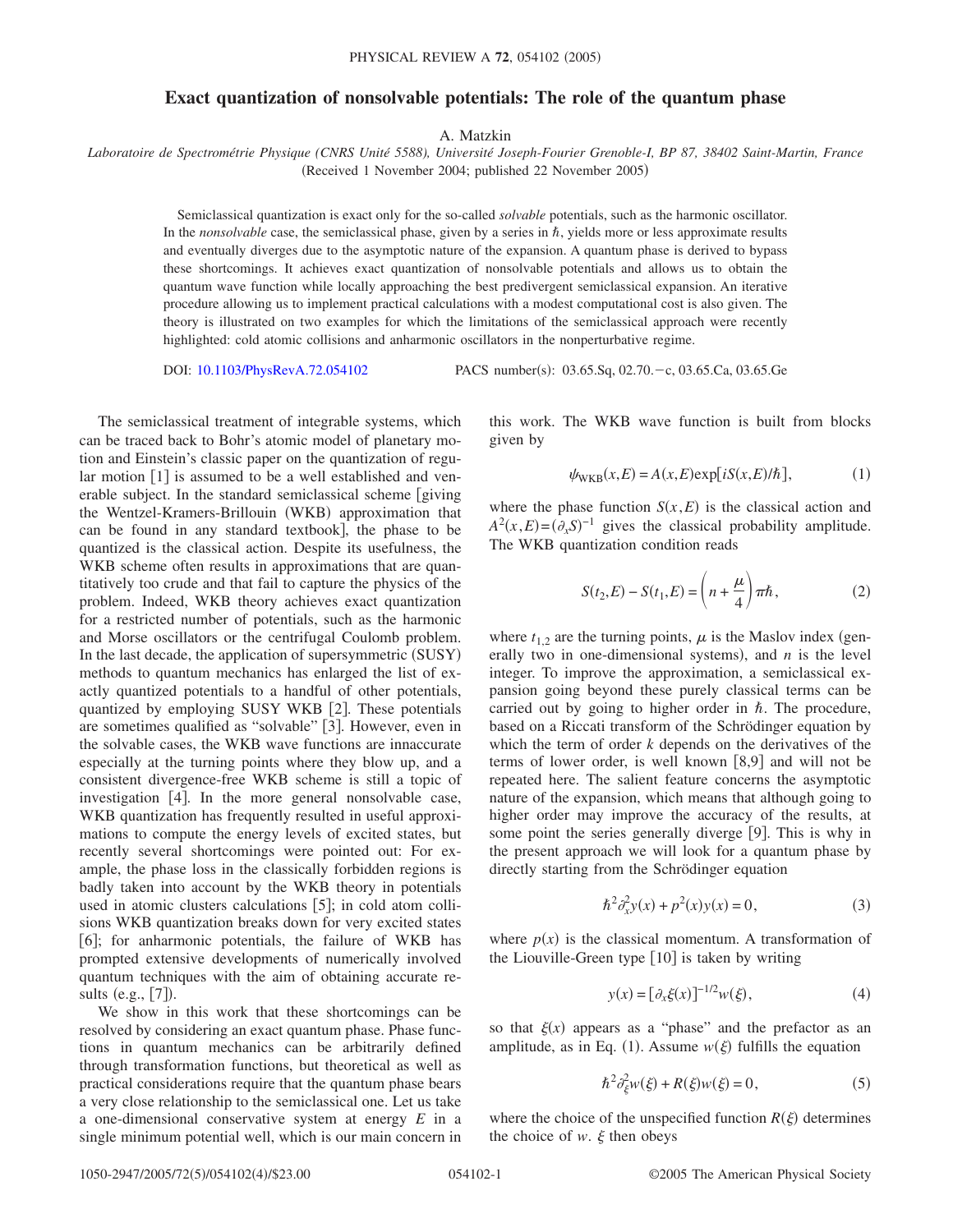# Exact quantization of nonsolvable potentials: The role of the quantum phase

A. Matzkin

*Laboratoire de Spectrométrie Physique (CNRS Unité 5588), Université Joseph-Fourier Grenoble-I, BP 87, 38402 Saint-Martin, France*

(Received 1 November 2004; published 22 November 2005)

Semiclassical quantization is exact only for the so-called *solvable* potentials, such as the harmonic oscillator. In the *nonsolvable* case, the semiclassical phase, given by a series in $\hbar$, yields more or less approximate results and eventually diverges due to the asymptotic nature of the expansion. A quantum phase is derived to bypass these shortcomings. It achieves exact quantization of nonsolvable potentials and allows us to obtain the quantum wave function while locally approaching the best predivergent semiclassical expansion. An iterative procedure allowing us to implement practical calculations with a modest computational cost is also given. The theory is illustrated on two examples for which the limitations of the semiclassical approach were recently highlighted: cold atomic collisions and anharmonic oscillators in the nonperturbative regime.

DOI: 10.1103/PhysRevA.72.054102 PACS number(s): 03.65.Sq, 02.70.−c, 03.65.Ca, 03.65.Ge

The semiclassical treatment of integrable systems, which can be traced back to Bohr's atomic model of planetary motion and Einstein's classic paper on the quantization of regular motion [1] is assumed to be a well established and venerable subject. In the standard semiclassical scheme [giving the Wentzel-Kramers-Brillouin (WKB) approximation that can be found in any standard textbook], the phase to be quantized is the classical action. Despite its usefulness, the WKB scheme often results in approximations that are quantitatively too crude and that fail to capture the physics of the problem. Indeed, WKB theory achieves exact quantization for a restricted number of potentials, such as the harmonic and Morse oscillators or the centrifugal Coulomb problem. In the last decade, the application of supersymmetric (SUSY) methods to quantum mechanics has enlarged the list of exactly quantized potentials to a handful of other potentials, quantized by employing SUSY WKB [2]. These potentials are sometimes qualified as "solvable" [3]. However, even in the solvable cases, the WKB wave functions are innaccurate especially at the turning points where they blow up, and a consistent divergence-free WKB scheme is still a topic of investigation [4]. In the more general nonsolvable case, WKB quantization has frequently resulted in useful approximations to compute the energy levels of excited states, but recently several shortcomings were pointed out: For example, the phase loss in the classically forbidden regions is badly taken into account by the WKB theory in potentials used in atomic clusters calculations [5]; in cold atom collisions WKB quantization breaks down for very excited states [6]; for anharmonic potentials, the failure of WKB has prompted extensive developments of numerically involved quantum techniques with the aim of obtaining accurate results (e.g., [7]).

We show in this work that these shortcomings can be resolved by considering an exact quantum phase. Phase functions in quantum mechanics can be arbitrarily defined through transformation functions, but theoretical as well as practical considerations require that the quantum phase bears a very close relationship to the semiclassical one. Let us take a one-dimensional conservative system at energy $E$ in a single minimum potential well, which is our main concern in this work. The WKB wave function is built from blocks given by

$$\psi_{\mathrm{WKB}}(x,E) = A(x,E)\exp[iS(x,E)/\hbar], \tag{1}$$

where the phase function $S(x,E)$ is the classical action and $A^2(x,E) = (\partial_x S)^{-1}$ gives the classical probability amplitude. The WKB quantization condition reads

$$S(t_2,E) - S(t_1,E) = \left(n + \frac{\mu}{4}\right)\pi\hbar, \tag{2}$$

where $t_{1,2}$ are the turning points, $\mu$ is the Maslov index (generally two in one-dimensional systems), and $n$ is the level integer. To improve the approximation, a semiclassical expansion going beyond these purely classical terms can be carried out by going to higher order in $\hbar$. The procedure, based on a Riccati transform of the Schrödinger equation by which the term of order $k$ depends on the derivatives of the terms of lower order, is well known [8,9] and will not be repeated here. The salient feature concerns the asymptotic nature of the expansion, which means that although going to higher order may improve the accuracy of the results, at some point the series generally diverge [9]. This is why in the present approach we will look for a quantum phase by directly starting from the Schrödinger equation

$$\hbar^2\partial_x^2 y(x) + p^2(x)y(x) = 0, \tag{3}$$

where $p(x)$ is the classical momentum. A transformation of the Liouville-Green type [10] is taken by writing

$$y(x) = [\partial_x \xi(x)]^{-1/2} w(\xi), \tag{4}$$

so that $\xi(x)$ appears as a "phase" and the prefactor as an amplitude, as in Eq. (1). Assume $w(\xi)$ fulfills the equation

$$\hbar^2\partial_\xi^2 w(\xi) + R(\xi)w(\xi) = 0, \tag{5}$$

where the choice of the unspecified function $R(\xi)$ determines the choice of $w$. $\xi$ then obeys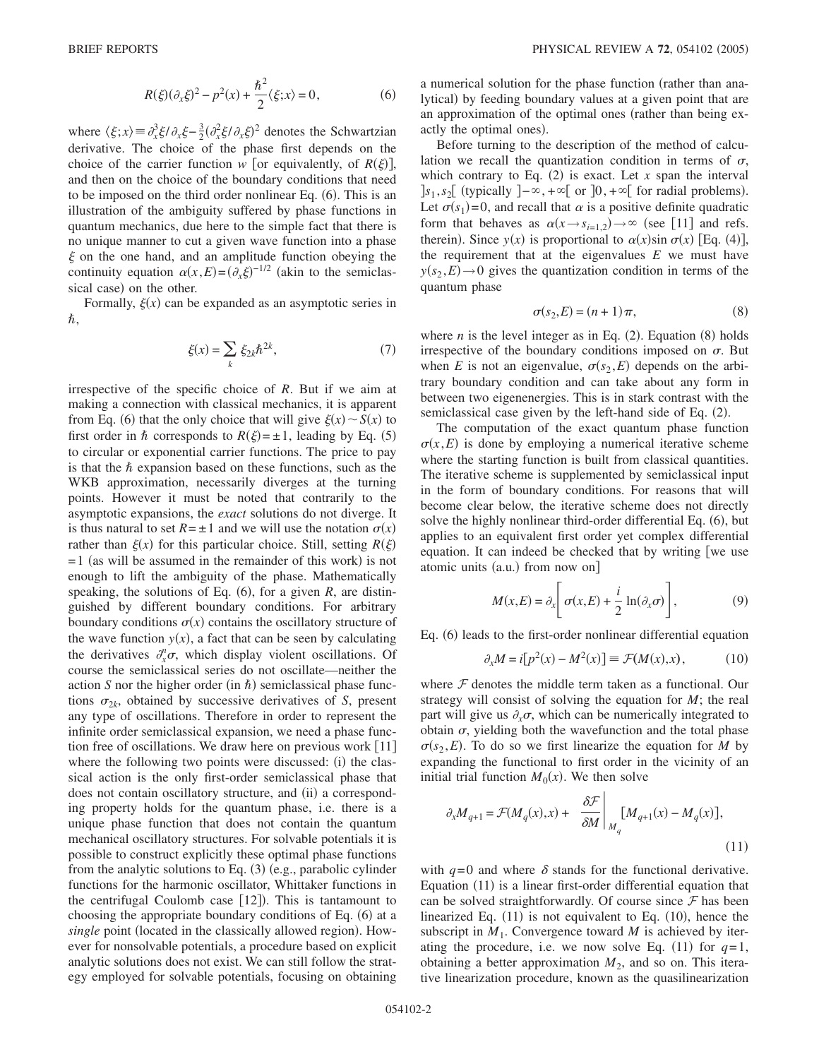$$R(\xi)(\partial_x \xi)^2 - p^2(x) + \frac{\hbar^2}{2}\langle \xi; x\rangle = 0, \tag{6}$$

where $\langle \xi; x\rangle \equiv \partial_x^3 \xi / \partial_x \xi - \frac{3}{2}(\partial_x^2 \xi / \partial_x \xi)^2$ denotes the Schwartzian derivative. The choice of the phase first depends on the choice of the carrier function $w$ [or equivalently, of $R(\xi)$], and then on the choice of the boundary conditions that need to be imposed on the third order nonlinear Eq. (6). This is an illustration of the ambiguity suffered by phase functions in quantum mechanics, due here to the simple fact that there is no unique manner to cut a given wave function into a phase $\xi$ on the one hand, and an amplitude function obeying the continuity equation $\alpha(x,E) = (\partial_x \xi)^{-1/2}$ (akin to the semiclassical case) on the other.

Formally, $\xi(x)$ can be expanded as an asymptotic series in $\hbar$,

$$\xi(x) = \sum_k \xi_{2k} \hbar^{2k}, \tag{7}$$

irrespective of the specific choice of $R$. But if we aim at making a connection with classical mechanics, it is apparent from Eq. (6) that the only choice that will give $\xi(x) \sim S(x)$ to first order in $\hbar$ corresponds to $R(\xi) = \pm 1$, leading by Eq. (5) to circular or exponential carrier functions. The price to pay is that the $\hbar$ expansion based on these functions, such as the WKB approximation, necessarily diverges at the turning points. However it must be noted that contrarily to the asymptotic expansions, the *exact* solutions do not diverge. It is thus natural to set $R = \pm 1$ and we will use the notation $\sigma(x)$ rather than $\xi(x)$ for this particular choice. Still, setting $R(\xi) = 1$ (as will be assumed in the remainder of this work) is not enough to lift the ambiguity of the phase. Mathematically speaking, the solutions of Eq. (6), for a given $R$, are distinguished by different boundary conditions. For arbitrary boundary conditions $\sigma(x)$ contains the oscillatory structure of the wave function $y(x)$, a fact that can be seen by calculating the derivatives $\partial_x^n \sigma$, which display violent oscillations. Of course the semiclassical series do not oscillate—neither the action $S$ nor the higher order (in $\hbar$) semiclassical phase functions $\sigma_{2k}$, obtained by successive derivatives of $S$, present any type of oscillations. Therefore in order to represent the infinite order semiclassical expansion, we need a phase function free of oscillations. We draw here on previous work [11] where the following two points were discussed: (i) the classical action is the only first-order semiclassical phase that does not contain oscillatory structure, and (ii) a corresponding property holds for the quantum phase, i.e. there is a unique phase function that does not contain the quantum mechanical oscillatory structures. For solvable potentials it is possible to construct explicitly these optimal phase functions from the analytic solutions to Eq. (3) (e.g., parabolic cylinder functions for the harmonic oscillator, Whittaker functions in the centrifugal Coulomb case [12]). This is tantamount to choosing the appropriate boundary conditions of Eq. (6) at a *single* point (located in the classically allowed region). However for nonsolvable potentials, a procedure based on explicit analytic solutions does not exist. We can still follow the strategy employed for solvable potentials, focusing on obtaining a numerical solution for the phase function (rather than analytical) by feeding boundary values at a given point that are an approximation of the optimal ones (rather than being exactly the optimal ones).

Before turning to the description of the method of calculation we recall the quantization condition in terms of $\sigma$, which contrary to Eq. (2) is exact. Let $x$ span the interval $]s_1, s_2[$ (typically $]-\infty, +\infty[$ or $]0, +\infty[$ for radial problems). Let $\sigma(s_1) = 0$, and recall that $\alpha$ is a positive definite quadratic form that behaves as $\alpha(x \to s_{i=1,2}) \to \infty$ (see [11] and refs. therein). Since $y(x)$ is proportional to $\alpha(x) \sin \sigma(x)$ [Eq. (4)], the requirement that at the eigenvalues $E$ we must have $y(s_2, E) \to 0$ gives the quantization condition in terms of the quantum phase

$$\sigma(s_2, E) = (n+1)\pi, \tag{8}$$

where $n$ is the level integer as in Eq. (2). Equation (8) holds irrespective of the boundary conditions imposed on $\sigma$. But when $E$ is not an eigenvalue, $\sigma(s_2, E)$ depends on the arbitrary boundary condition and can take about any form in between two eigenenergies. This is in stark contrast with the semiclassical case given by the left-hand side of Eq. (2).

The computation of the exact quantum phase function $\sigma(x,E)$ is done by employing a numerical iterative scheme where the starting function is built from classical quantities. The iterative scheme is supplemented by semiclassical input in the form of boundary conditions. For reasons that will become clear below, the iterative scheme does not directly solve the highly nonlinear third-order differential Eq. (6), but applies to an equivalent first order yet complex differential equation. It can indeed be checked that by writing [we use atomic units (a.u.) from now on]

$$M(x,E) = \partial_x \left[ \sigma(x,E) + \frac{i}{2} \ln(\partial_x \sigma) \right], \tag{9}$$

Eq. (6) leads to the first-order nonlinear differential equation

$$\partial_x M = i[p^2(x) - M^2(x)] \equiv \mathcal{F}(M(x), x), \tag{10}$$

where $\mathcal{F}$ denotes the middle term taken as a functional. Our strategy will consist of solving the equation for $M$; the real part will give us $\partial_x \sigma$, which can be numerically integrated to obtain $\sigma$, yielding both the wavefunction and the total phase $\sigma(s_2, E)$. To do so we first linearize the equation for $M$ by expanding the functional to first order in the vicinity of an initial trial function $M_0(x)$. We then solve

$$\partial_x M_{q+1} = \mathcal{F}(M_q(x), x) + \left. \frac{\delta \mathcal{F}}{\delta M} \right|_{M_q} [M_{q+1}(x) - M_q(x)], \tag{11}$$

with $q = 0$ and where $\delta$ stands for the functional derivative. Equation (11) is a linear first-order differential equation that can be solved straightforwardly. Of course since $\mathcal{F}$ has been linearized Eq. (11) is not equivalent to Eq. (10), hence the subscript in $M_1$. Convergence toward $M$ is achieved by iterating the procedure, i.e. we now solve Eq. (11) for $q = 1$, obtaining a better approximation $M_2$, and so on. This iterative linearization procedure, known as the quasilinearization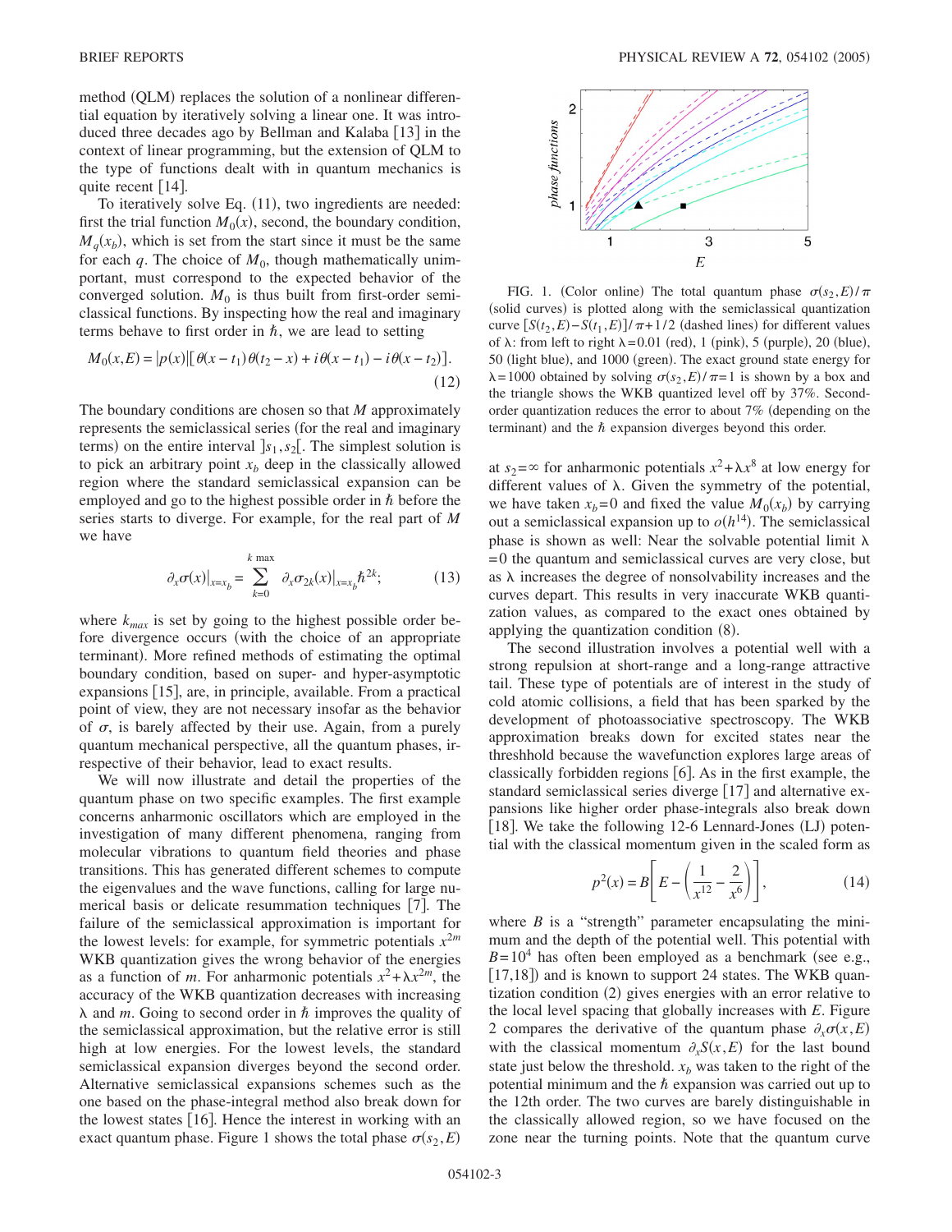method (QLM) replaces the solution of a nonlinear differential equation by iteratively solving a linear one. It was introduced three decades ago by Bellman and Kalaba [13] in the context of linear programming, but the extension of QLM to the type of functions dealt with in quantum mechanics is quite recent [14].

To iteratively solve Eq. (11), two ingredients are needed: first the trial function $M_0(x)$, second, the boundary condition, $M_q(x_b)$, which is set from the start since it must be the same for each $q$. The choice of $M_0$, though mathematically unimportant, must correspond to the expected behavior of the converged solution. $M_0$ is thus built from first-order semiclassical functions. By inspecting how the real and imaginary terms behave to first order in $\hbar$, we are lead to setting

$$M_0(x,E) = |p(x)|[\theta(x-t_1)\theta(t_2-x) + i\theta(x-t_1) - i\theta(x-t_2)]. \tag{12}$$

The boundary conditions are chosen so that $M$ approximately represents the semiclassical series (for the real and imaginary terms) on the entire interval $]s_1,s_2[$. The simplest solution is to pick an arbitrary point $x_b$ deep in the classically allowed region where the standard semiclassical expansion can be employed and go to the highest possible order in $\hbar$ before the series starts to diverge. For example, for the real part of $M$ we have

$$\partial_x \sigma(x)|_{x=x_b} = \sum_{k=0}^{k\max} \partial_x \sigma_{2k}(x)|_{x=x_b} \hbar^{2k}; \tag{13}$$

where $k_{max}$ is set by going to the highest possible order before divergence occurs (with the choice of an appropriate terminant). More refined methods of estimating the optimal boundary condition, based on super- and hyper-asymptotic expansions [15], are, in principle, available. From a practical point of view, they are not necessary insofar as the behavior of $\sigma$, is barely affected by their use. Again, from a purely quantum mechanical perspective, all the quantum phases, irrespective of their behavior, lead to exact results.

We will now illustrate and detail the properties of the quantum phase on two specific examples. The first example concerns anharmonic oscillators which are employed in the investigation of many different phenomena, ranging from molecular vibrations to quantum field theories and phase transitions. This has generated different schemes to compute the eigenvalues and the wave functions, calling for large numerical basis or delicate resummation techniques [7]. The failure of the semiclassical approximation is important for the lowest levels: for example, for symmetric potentials $x^{2m}$ WKB quantization gives the wrong behavior of the energies as a function of $m$. For anharmonic potentials $x^2+\lambda x^{2m}$, the accuracy of the WKB quantization decreases with increasing $\lambda$ and $m$. Going to second order in $\hbar$ improves the quality of the semiclassical approximation, but the relative error is still high at low energies. For the lowest levels, the standard semiclassical expansion diverges beyond the second order. Alternative semiclassical expansions schemes such as the one based on the phase-integral method also break down for the lowest states [16]. Hence the interest in working with an exact quantum phase. Figure 1 shows the total phase $\sigma(s_2,E)$ at $s_2=\infty$ for anharmonic potentials $x^2+\lambda x^8$ at low energy for different values of $\lambda$. Given the symmetry of the potential, we have taken $x_b=0$ and fixed the value $M_0(x_b)$ by carrying out a semiclassical expansion up to $o(h^{14})$. The semiclassical phase is shown as well: Near the solvable potential limit $\lambda=0$ the quantum and semiclassical curves are very close, but as $\lambda$ increases the degree of nonsolvability increases and the curves depart. This results in very inaccurate WKB quantization values, as compared to the exact ones obtained by applying the quantization condition (8).

FIG. 1. (Color online) The total quantum phase $\sigma(s_2,E)/\pi$ (solid curves) is plotted along with the semiclassical quantization curve $[S(t_2,E)-S(t_1,E)]/\pi+1/2$ (dashed lines) for different values of $\lambda$: from left to right $\lambda=0.01$ (red), 1 (pink), 5 (purple), 20 (blue), 50 (light blue), and 1000 (green). The exact ground state energy for $\lambda=1000$ obtained by solving $\sigma(s_2,E)/\pi=1$ is shown by a box and the triangle shows the WKB quantized level off by 37%. Second-order quantization reduces the error to about 7% (depending on the terminant) and the $\hbar$ expansion diverges beyond this order.

The second illustration involves a potential well with a strong repulsion at short-range and a long-range attractive tail. These type of potentials are of interest in the study of cold atomic collisions, a field that has been sparked by the development of photoassociative spectroscopy. The WKB approximation breaks down for excited states near the threshhold because the wavefunction explores large areas of classically forbidden regions [6]. As in the first example, the standard semiclassical series diverge [17] and alternative expansions like higher order phase-integrals also break down [18]. We take the following 12-6 Lennard-Jones (LJ) potential with the classical momentum given in the scaled form as

$$p^2(x) = B\left[E - \left(\frac{1}{x^{12}} - \frac{2}{x^6}\right)\right], \tag{14}$$

where $B$ is a "strength" parameter encapsulating the minimum and the depth of the potential well. This potential with $B=10^4$ has often been employed as a benchmark (see e.g., [17,18]) and is known to support 24 states. The WKB quantization condition (2) gives energies with an error relative to the local level spacing that globally increases with $E$. Figure 2 compares the derivative of the quantum phase $\partial_x\sigma(x,E)$ with the classical momentum $\partial_x S(x,E)$ for the last bound state just below the threshold. $x_b$ was taken to the right of the potential minimum and the $\hbar$ expansion was carried out up to the 12th order. The two curves are barely distinguishable in the classically allowed region, so we have focused on the zone near the turning points. Note that the quantum curve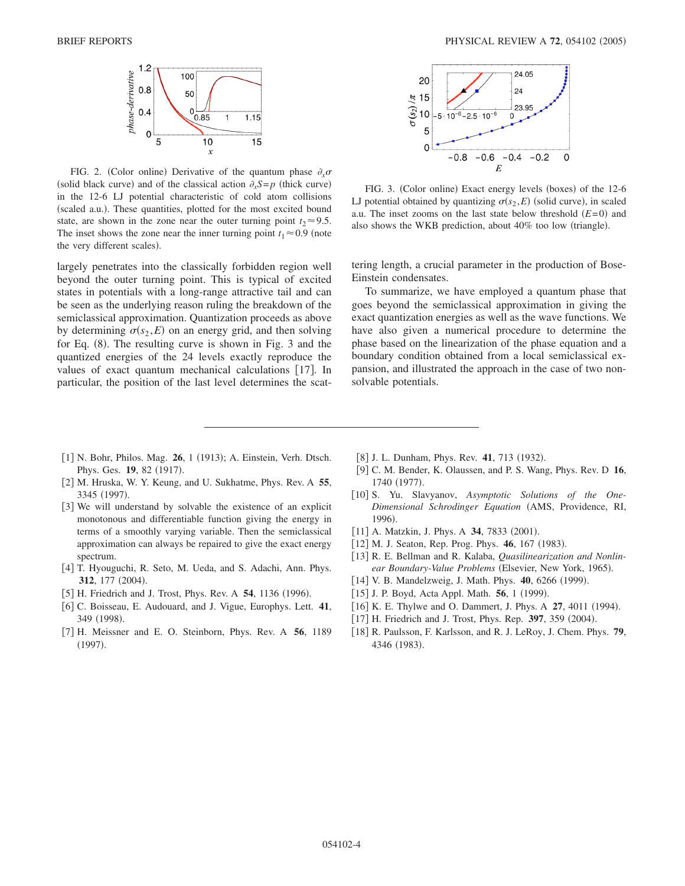1.2

0.8

0.4

0

phase-derivative

5 10 15

$x$

100

50

0

0.85 1 1.15

FIG. 2. (Color online) Derivative of the quantum phase $\partial_x \sigma$ (solid black curve) and of the classical action $\partial_x S = p$ (thick curve) in the 12-6 LJ potential characteristic of cold atom collisions (scaled a.u.). These quantities, plotted for the most excited bound state, are shown in the zone near the outer turning point $t_2 \approx 9.5$. The inset shows the zone near the inner turning point $t_1 \approx 0.9$ (note the very different scales).

largely penetrates into the classically forbidden region well beyond the outer turning point. This is typical of excited states in potentials with a long-range attractive tail and can be seen as the underlying reason ruling the breakdown of the semiclassical approximation. Quantization proceeds as above by determining $\sigma(s_2, E)$ on an energy grid, and then solving for Eq. (8). The resulting curve is shown in Fig. 3 and the quantized energies of the 24 levels exactly reproduce the values of exact quantum mechanical calculations [17]. In particular, the position of the last level determines the scattering length, a crucial parameter in the production of Bose-Einstein condensates.

20

15

10

5

0

$\sigma(s_2)/\pi$

−0.8 −0.6 −0.4 −0.2 0

$E$

24.05

24

23.95

$-5 \cdot 10^{-6}$ $-2.5 \cdot 10^{-6}$ 0

FIG. 3. (Color online) Exact energy levels (boxes) of the 12-6 LJ potential obtained by quantizing $\sigma(s_2, E)$ (solid curve), in scaled a.u. The inset zooms on the last state below threshold ($E=0$) and also shows the WKB prediction, about 40% too low (triangle).

To summarize, we have employed a quantum phase that goes beyond the semiclassical approximation in giving the exact quantization energies as well as the wave functions. We have also given a numerical procedure to determine the phase based on the linearization of the phase equation and a boundary condition obtained from a local semiclassical expansion, and illustrated the approach in the case of two nonsolvable potentials.

---

[1] N. Bohr, Philos. Mag. **26**, 1 (1913); A. Einstein, Verh. Dtsch. Phys. Ges. **19**, 82 (1917).

[2] M. Hruska, W. Y. Keung, and U. Sukhatme, Phys. Rev. A **55**, 3345 (1997).

[3] We will understand by solvable the existence of an explicit monotonous and differentiable function giving the energy in terms of a smoothly varying variable. Then the semiclassical approximation can always be repaired to give the exact energy spectrum.

[4] T. Hyouguchi, R. Seto, M. Ueda, and S. Adachi, Ann. Phys. **312**, 177 (2004).

[5] H. Friedrich and J. Trost, Phys. Rev. A **54**, 1136 (1996).

[6] C. Boisseau, E. Audouard, and J. Vigue, Europhys. Lett. **41**, 349 (1998).

[7] H. Meissner and E. O. Steinborn, Phys. Rev. A **56**, 1189 (1997).

[8] J. L. Dunham, Phys. Rev. **41**, 713 (1932).

[9] C. M. Bender, K. Olaussen, and P. S. Wang, Phys. Rev. D **16**, 1740 (1977).

[10] S. Yu. Slavyanov, *Asymptotic Solutions of the One-Dimensional Schrodinger Equation* (AMS, Providence, RI, 1996).

[11] A. Matzkin, J. Phys. A **34**, 7833 (2001).

[12] M. J. Seaton, Rep. Prog. Phys. **46**, 167 (1983).

[13] R. E. Bellman and R. Kalaba, *Quasilinearization and Nonlinear Boundary-Value Problems* (Elsevier, New York, 1965).

[14] V. B. Mandelzweig, J. Math. Phys. **40**, 6266 (1999).

[15] J. P. Boyd, Acta Appl. Math. **56**, 1 (1999).

[16] K. E. Thylwe and O. Dammert, J. Phys. A **27**, 4011 (1994).

[17] H. Friedrich and J. Trost, Phys. Rep. **397**, 359 (2004).

[18] R. Paulsson, F. Karlsson, and R. J. LeRoy, J. Chem. Phys. **79**, 4346 (1983).